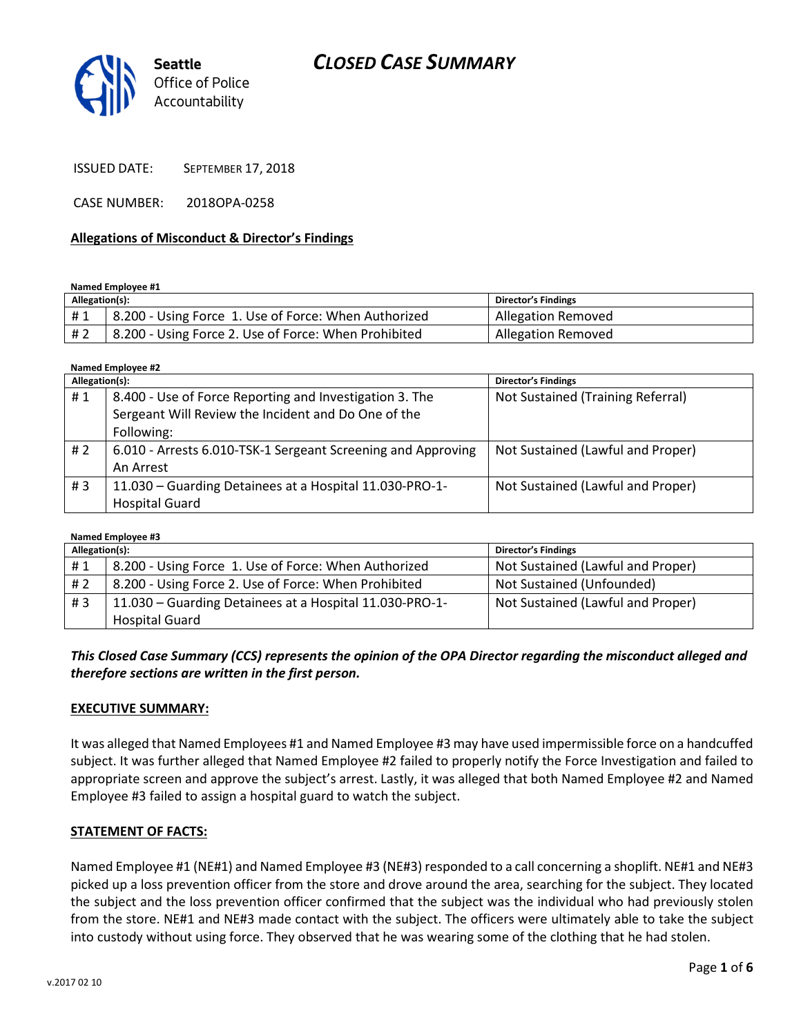# CLOSED CASE SUMMARY

Seattle Office of Police Accountability

ISSUED DATE: SEPTEMBER 17, 2018

CASE NUMBER: 2018OPA-0258

## Allegations of Misconduct & Director's Findings

**Named Employee #1**

| Allegation(s): | | Director's Findings |
|---|---|---|
| # 1 | 8.200 - Using Force 1. Use of Force: When Authorized | Allegation Removed |
| # 2 | 8.200 - Using Force 2. Use of Force: When Prohibited | Allegation Removed |

**Named Employee #2**

| Allegation(s): | | Director's Findings |
|---|---|---|
| # 1 | 8.400 - Use of Force Reporting and Investigation 3. The Sergeant Will Review the Incident and Do One of the Following: | Not Sustained (Training Referral) |
| # 2 | 6.010 - Arrests 6.010-TSK-1 Sergeant Screening and Approving An Arrest | Not Sustained (Lawful and Proper) |
| # 3 | 11.030 – Guarding Detainees at a Hospital 11.030-PRO-1-Hospital Guard | Not Sustained (Lawful and Proper) |

**Named Employee #3**

| Allegation(s): | | Director's Findings |
|---|---|---|
| # 1 | 8.200 - Using Force 1. Use of Force: When Authorized | Not Sustained (Lawful and Proper) |
| # 2 | 8.200 - Using Force 2. Use of Force: When Prohibited | Not Sustained (Unfounded) |
| # 3 | 11.030 – Guarding Detainees at a Hospital 11.030-PRO-1-Hospital Guard | Not Sustained (Lawful and Proper) |

***This Closed Case Summary (CCS) represents the opinion of the OPA Director regarding the misconduct alleged and therefore sections are written in the first person.***

### EXECUTIVE SUMMARY:

It was alleged that Named Employees #1 and Named Employee #3 may have used impermissible force on a handcuffed subject. It was further alleged that Named Employee #2 failed to properly notify the Force Investigation and failed to appropriate screen and approve the subject's arrest. Lastly, it was alleged that both Named Employee #2 and Named Employee #3 failed to assign a hospital guard to watch the subject.

### STATEMENT OF FACTS:

Named Employee #1 (NE#1) and Named Employee #3 (NE#3) responded to a call concerning a shoplift. NE#1 and NE#3 picked up a loss prevention officer from the store and drove around the area, searching for the subject. They located the subject and the loss prevention officer confirmed that the subject was the individual who had previously stolen from the store. NE#1 and NE#3 made contact with the subject. The officers were ultimately able to take the subject into custody without using force. They observed that he was wearing some of the clothing that he had stolen.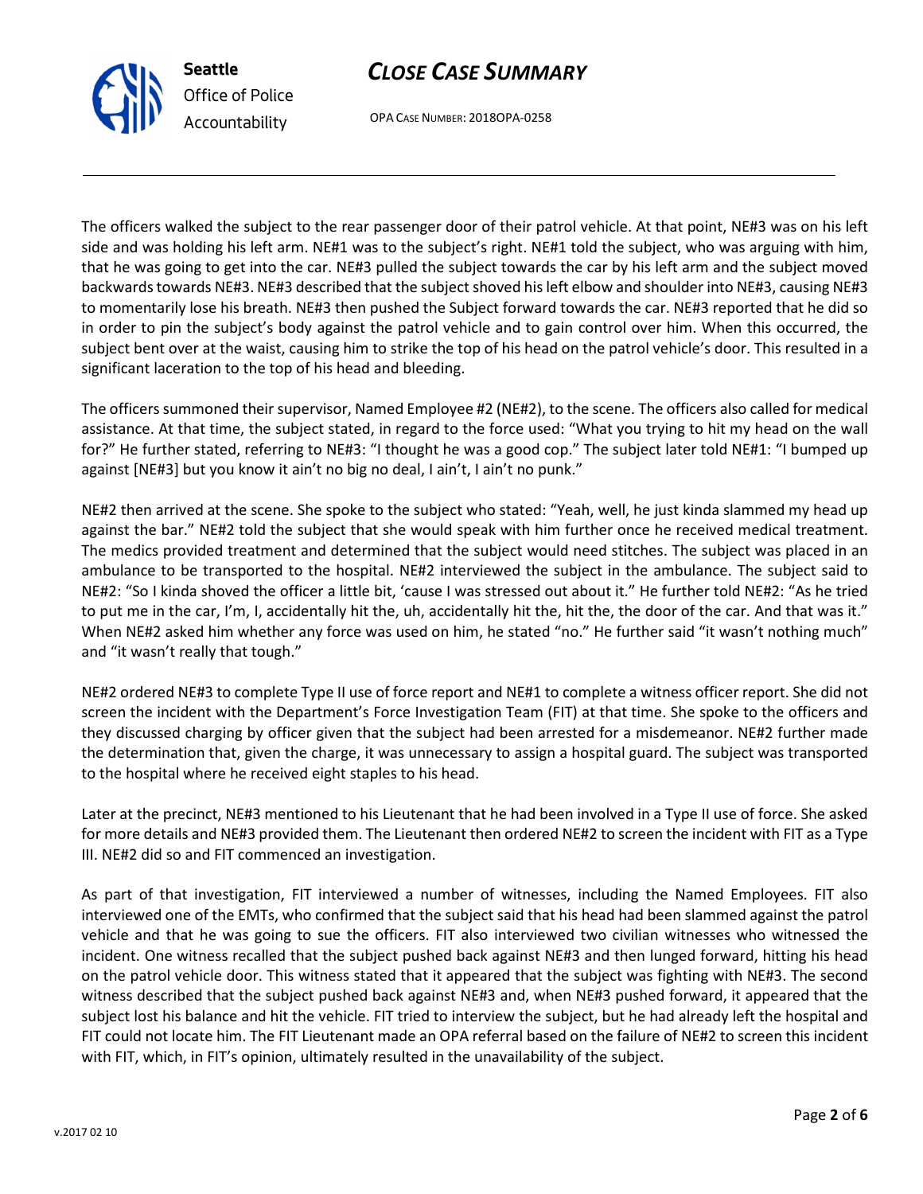The officers walked the subject to the rear passenger door of their patrol vehicle. At that point, NE#3 was on his left side and was holding his left arm. NE#1 was to the subject's right. NE#1 told the subject, who was arguing with him, that he was going to get into the car. NE#3 pulled the subject towards the car by his left arm and the subject moved backwards towards NE#3. NE#3 described that the subject shoved his left elbow and shoulder into NE#3, causing NE#3 to momentarily lose his breath. NE#3 then pushed the Subject forward towards the car. NE#3 reported that he did so in order to pin the subject's body against the patrol vehicle and to gain control over him. When this occurred, the subject bent over at the waist, causing him to strike the top of his head on the patrol vehicle's door. This resulted in a significant laceration to the top of his head and bleeding.

The officers summoned their supervisor, Named Employee #2 (NE#2), to the scene. The officers also called for medical assistance. At that time, the subject stated, in regard to the force used: "What you trying to hit my head on the wall for?" He further stated, referring to NE#3: "I thought he was a good cop." The subject later told NE#1: "I bumped up against [NE#3] but you know it ain't no big no deal, I ain't, I ain't no punk."

NE#2 then arrived at the scene. She spoke to the subject who stated: "Yeah, well, he just kinda slammed my head up against the bar." NE#2 told the subject that she would speak with him further once he received medical treatment. The medics provided treatment and determined that the subject would need stitches. The subject was placed in an ambulance to be transported to the hospital. NE#2 interviewed the subject in the ambulance. The subject said to NE#2: "So I kinda shoved the officer a little bit, 'cause I was stressed out about it." He further told NE#2: "As he tried to put me in the car, I'm, I, accidentally hit the, uh, accidentally hit the, hit the, the door of the car. And that was it." When NE#2 asked him whether any force was used on him, he stated "no." He further said "it wasn't nothing much" and "it wasn't really that tough."

NE#2 ordered NE#3 to complete Type II use of force report and NE#1 to complete a witness officer report. She did not screen the incident with the Department's Force Investigation Team (FIT) at that time. She spoke to the officers and they discussed charging by officer given that the subject had been arrested for a misdemeanor. NE#2 further made the determination that, given the charge, it was unnecessary to assign a hospital guard. The subject was transported to the hospital where he received eight staples to his head.

Later at the precinct, NE#3 mentioned to his Lieutenant that he had been involved in a Type II use of force. She asked for more details and NE#3 provided them. The Lieutenant then ordered NE#2 to screen the incident with FIT as a Type III. NE#2 did so and FIT commenced an investigation.

As part of that investigation, FIT interviewed a number of witnesses, including the Named Employees. FIT also interviewed one of the EMTs, who confirmed that the subject said that his head had been slammed against the patrol vehicle and that he was going to sue the officers. FIT also interviewed two civilian witnesses who witnessed the incident. One witness recalled that the subject pushed back against NE#3 and then lunged forward, hitting his head on the patrol vehicle door. This witness stated that it appeared that the subject was fighting with NE#3. The second witness described that the subject pushed back against NE#3 and, when NE#3 pushed forward, it appeared that the subject lost his balance and hit the vehicle. FIT tried to interview the subject, but he had already left the hospital and FIT could not locate him. The FIT Lieutenant made an OPA referral based on the failure of NE#2 to screen this incident with FIT, which, in FIT's opinion, ultimately resulted in the unavailability of the subject.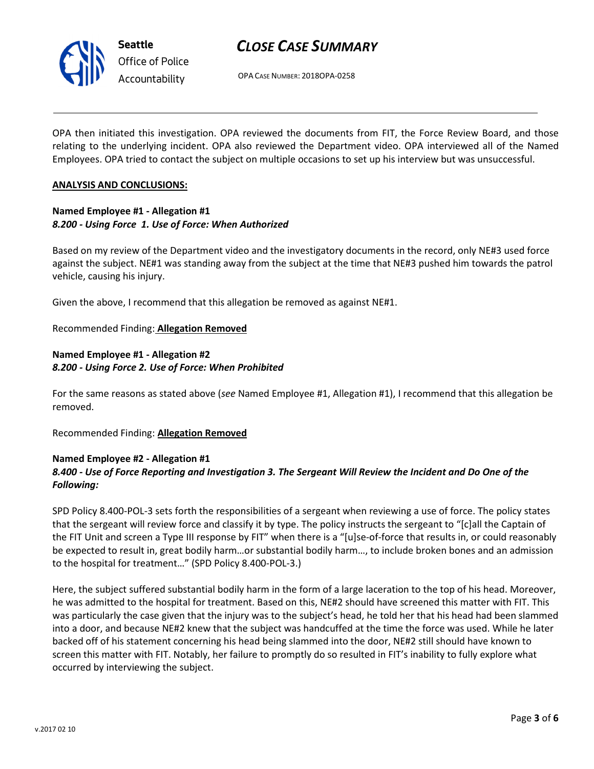OPA then initiated this investigation. OPA reviewed the documents from FIT, the Force Review Board, and those relating to the underlying incident. OPA also reviewed the Department video. OPA interviewed all of the Named Employees. OPA tried to contact the subject on multiple occasions to set up his interview but was unsuccessful.

**ANALYSIS AND CONCLUSIONS:**

**Named Employee #1 - Allegation #1**
***8.200 - Using Force 1. Use of Force: When Authorized***

Based on my review of the Department video and the investigatory documents in the record, only NE#3 used force against the subject. NE#1 was standing away from the subject at the time that NE#3 pushed him towards the patrol vehicle, causing his injury.

Given the above, I recommend that this allegation be removed as against NE#1.

Recommended Finding: **Allegation Removed**

**Named Employee #1 - Allegation #2**
***8.200 - Using Force 2. Use of Force: When Prohibited***

For the same reasons as stated above (*see* Named Employee #1, Allegation #1), I recommend that this allegation be removed.

Recommended Finding: **Allegation Removed**

**Named Employee #2 - Allegation #1**
***8.400 - Use of Force Reporting and Investigation 3. The Sergeant Will Review the Incident and Do One of the Following:***

SPD Policy 8.400-POL-3 sets forth the responsibilities of a sergeant when reviewing a use of force. The policy states that the sergeant will review force and classify it by type. The policy instructs the sergeant to "[c]all the Captain of the FIT Unit and screen a Type III response by FIT" when there is a "[u]se-of-force that results in, or could reasonably be expected to result in, great bodily harm…or substantial bodily harm…, to include broken bones and an admission to the hospital for treatment…" (SPD Policy 8.400-POL-3.)

Here, the subject suffered substantial bodily harm in the form of a large laceration to the top of his head. Moreover, he was admitted to the hospital for treatment. Based on this, NE#2 should have screened this matter with FIT. This was particularly the case given that the injury was to the subject's head, he told her that his head had been slammed into a door, and because NE#2 knew that the subject was handcuffed at the time the force was used. While he later backed off of his statement concerning his head being slammed into the door, NE#2 still should have known to screen this matter with FIT. Notably, her failure to promptly do so resulted in FIT's inability to fully explore what occurred by interviewing the subject.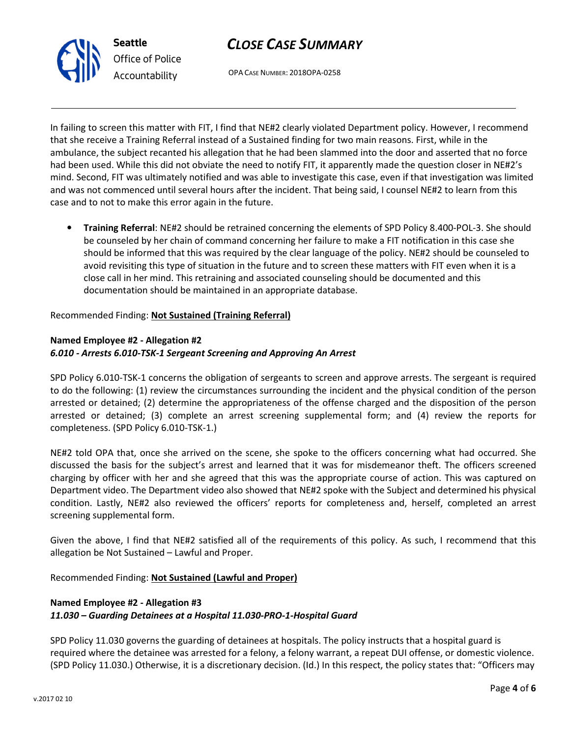In failing to screen this matter with FIT, I find that NE#2 clearly violated Department policy. However, I recommend that she receive a Training Referral instead of a Sustained finding for two main reasons. First, while in the ambulance, the subject recanted his allegation that he had been slammed into the door and asserted that no force had been used. While this did not obviate the need to notify FIT, it apparently made the question closer in NE#2's mind. Second, FIT was ultimately notified and was able to investigate this case, even if that investigation was limited and was not commenced until several hours after the incident. That being said, I counsel NE#2 to learn from this case and to not to make this error again in the future.

- **Training Referral**: NE#2 should be retrained concerning the elements of SPD Policy 8.400-POL-3. She should be counseled by her chain of command concerning her failure to make a FIT notification in this case she should be informed that this was required by the clear language of the policy. NE#2 should be counseled to avoid revisiting this type of situation in the future and to screen these matters with FIT even when it is a close call in her mind. This retraining and associated counseling should be documented and this documentation should be maintained in an appropriate database.

Recommended Finding: **Not Sustained (Training Referral)**

**Named Employee #2 - Allegation #2**
***6.010 - Arrests 6.010-TSK-1 Sergeant Screening and Approving An Arrest***

SPD Policy 6.010-TSK-1 concerns the obligation of sergeants to screen and approve arrests. The sergeant is required to do the following: (1) review the circumstances surrounding the incident and the physical condition of the person arrested or detained; (2) determine the appropriateness of the offense charged and the disposition of the person arrested or detained; (3) complete an arrest screening supplemental form; and (4) review the reports for completeness. (SPD Policy 6.010-TSK-1.)

NE#2 told OPA that, once she arrived on the scene, she spoke to the officers concerning what had occurred. She discussed the basis for the subject's arrest and learned that it was for misdemeanor theft. The officers screened charging by officer with her and she agreed that this was the appropriate course of action. This was captured on Department video. The Department video also showed that NE#2 spoke with the Subject and determined his physical condition. Lastly, NE#2 also reviewed the officers' reports for completeness and, herself, completed an arrest screening supplemental form.

Given the above, I find that NE#2 satisfied all of the requirements of this policy. As such, I recommend that this allegation be Not Sustained – Lawful and Proper.

Recommended Finding: **Not Sustained (Lawful and Proper)**

**Named Employee #2 - Allegation #3**
***11.030 – Guarding Detainees at a Hospital 11.030-PRO-1-Hospital Guard***

SPD Policy 11.030 governs the guarding of detainees at hospitals. The policy instructs that a hospital guard is required where the detainee was arrested for a felony, a felony warrant, a repeat DUI offense, or domestic violence. (SPD Policy 11.030.) Otherwise, it is a discretionary decision. (Id.) In this respect, the policy states that: "Officers may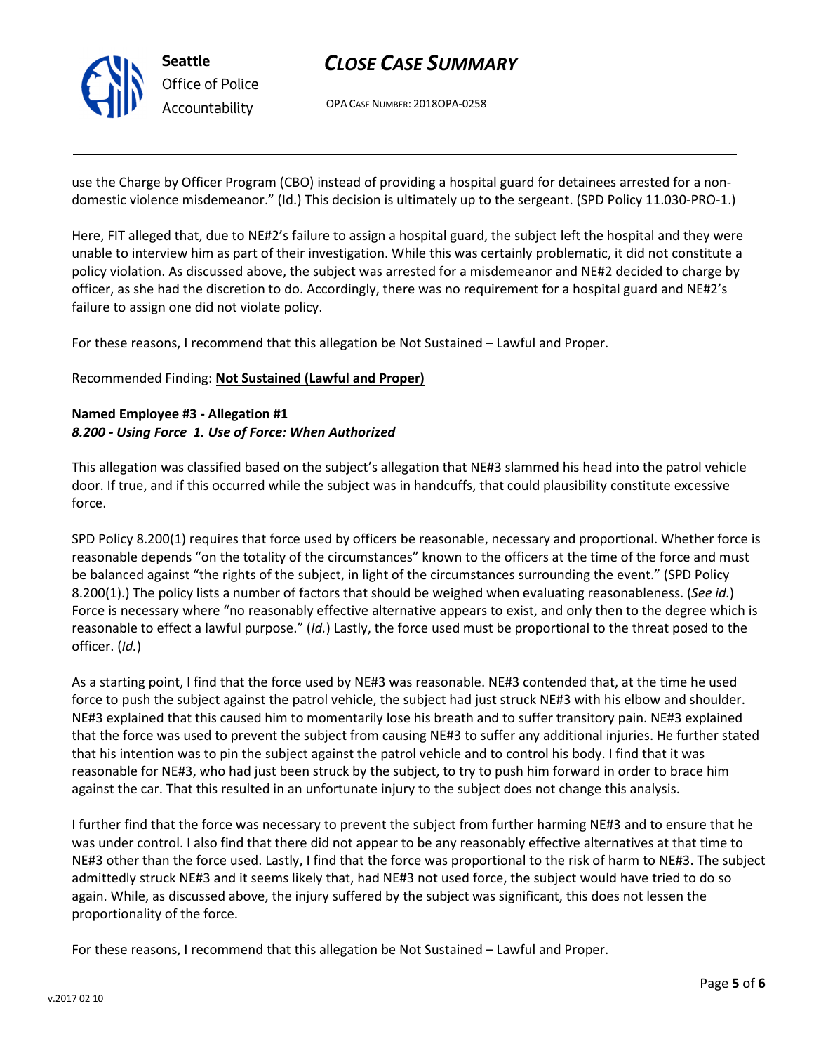use the Charge by Officer Program (CBO) instead of providing a hospital guard for detainees arrested for a non-domestic violence misdemeanor." (Id.) This decision is ultimately up to the sergeant. (SPD Policy 11.030-PRO-1.)

Here, FIT alleged that, due to NE#2's failure to assign a hospital guard, the subject left the hospital and they were unable to interview him as part of their investigation. While this was certainly problematic, it did not constitute a policy violation. As discussed above, the subject was arrested for a misdemeanor and NE#2 decided to charge by officer, as she had the discretion to do. Accordingly, there was no requirement for a hospital guard and NE#2's failure to assign one did not violate policy.

For these reasons, I recommend that this allegation be Not Sustained – Lawful and Proper.

Recommended Finding: **Not Sustained (Lawful and Proper)**

**Named Employee #3 - Allegation #1**
***8.200 - Using Force 1. Use of Force: When Authorized***

This allegation was classified based on the subject's allegation that NE#3 slammed his head into the patrol vehicle door. If true, and if this occurred while the subject was in handcuffs, that could plausibility constitute excessive force.

SPD Policy 8.200(1) requires that force used by officers be reasonable, necessary and proportional. Whether force is reasonable depends "on the totality of the circumstances" known to the officers at the time of the force and must be balanced against "the rights of the subject, in light of the circumstances surrounding the event." (SPD Policy 8.200(1).) The policy lists a number of factors that should be weighed when evaluating reasonableness. (*See id.*) Force is necessary where "no reasonably effective alternative appears to exist, and only then to the degree which is reasonable to effect a lawful purpose." (*Id.*) Lastly, the force used must be proportional to the threat posed to the officer. (*Id.*)

As a starting point, I find that the force used by NE#3 was reasonable. NE#3 contended that, at the time he used force to push the subject against the patrol vehicle, the subject had just struck NE#3 with his elbow and shoulder. NE#3 explained that this caused him to momentarily lose his breath and to suffer transitory pain. NE#3 explained that the force was used to prevent the subject from causing NE#3 to suffer any additional injuries. He further stated that his intention was to pin the subject against the patrol vehicle and to control his body. I find that it was reasonable for NE#3, who had just been struck by the subject, to try to push him forward in order to brace him against the car. That this resulted in an unfortunate injury to the subject does not change this analysis.

I further find that the force was necessary to prevent the subject from further harming NE#3 and to ensure that he was under control. I also find that there did not appear to be any reasonably effective alternatives at that time to NE#3 other than the force used. Lastly, I find that the force was proportional to the risk of harm to NE#3. The subject admittedly struck NE#3 and it seems likely that, had NE#3 not used force, the subject would have tried to do so again. While, as discussed above, the injury suffered by the subject was significant, this does not lessen the proportionality of the force.

For these reasons, I recommend that this allegation be Not Sustained – Lawful and Proper.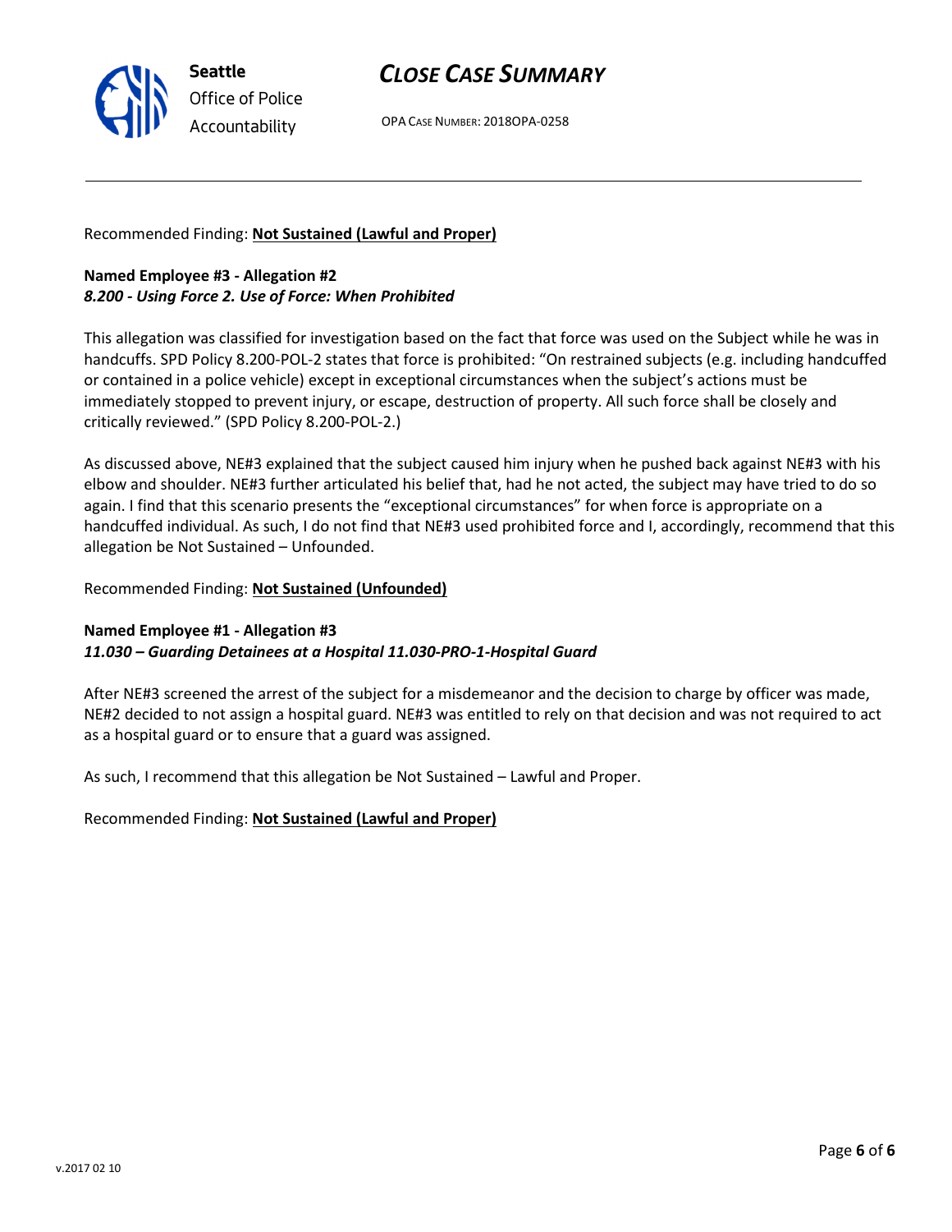Recommended Finding: **Not Sustained (Lawful and Proper)**

**Named Employee #3 - Allegation #2**
***8.200 - Using Force 2. Use of Force: When Prohibited***

This allegation was classified for investigation based on the fact that force was used on the Subject while he was in handcuffs. SPD Policy 8.200-POL-2 states that force is prohibited: "On restrained subjects (e.g. including handcuffed or contained in a police vehicle) except in exceptional circumstances when the subject's actions must be immediately stopped to prevent injury, or escape, destruction of property. All such force shall be closely and critically reviewed." (SPD Policy 8.200-POL-2.)

As discussed above, NE#3 explained that the subject caused him injury when he pushed back against NE#3 with his elbow and shoulder. NE#3 further articulated his belief that, had he not acted, the subject may have tried to do so again. I find that this scenario presents the "exceptional circumstances" for when force is appropriate on a handcuffed individual. As such, I do not find that NE#3 used prohibited force and I, accordingly, recommend that this allegation be Not Sustained – Unfounded.

Recommended Finding: **Not Sustained (Unfounded)**

**Named Employee #1 - Allegation #3**
***11.030 – Guarding Detainees at a Hospital 11.030-PRO-1-Hospital Guard***

After NE#3 screened the arrest of the subject for a misdemeanor and the decision to charge by officer was made, NE#2 decided to not assign a hospital guard. NE#3 was entitled to rely on that decision and was not required to act as a hospital guard or to ensure that a guard was assigned.

As such, I recommend that this allegation be Not Sustained – Lawful and Proper.

Recommended Finding: **Not Sustained (Lawful and Proper)**